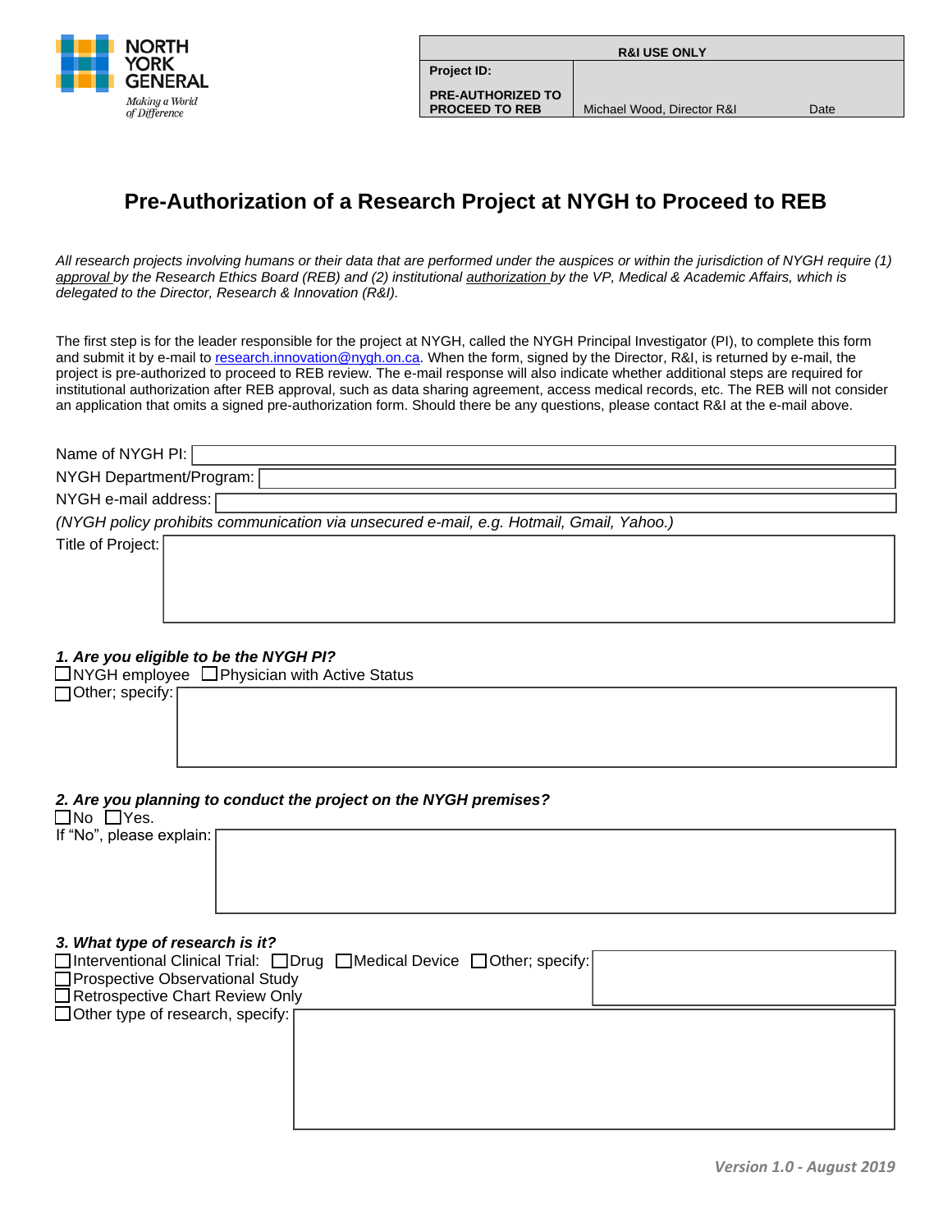NORTH YORK GENERAL
*Making a World of Difference*

| R&I USE ONLY | | |
|---|---|---|
| **Project ID:** | | |
| **PRE-AUTHORIZED TO PROCEED TO REB** | Michael Wood, Director R&I | Date |

# Pre-Authorization of a Research Project at NYGH to Proceed to REB

*All research projects involving humans or their data that are performed under the auspices or within the jurisdiction of NYGH require (1) approval by the Research Ethics Board (REB) and (2) institutional authorization by the VP, Medical & Academic Affairs, which is delegated to the Director, Research & Innovation (R&I).*

The first step is for the leader responsible for the project at NYGH, called the NYGH Principal Investigator (PI), to complete this form and submit it by e-mail to research.innovation@nygh.on.ca. When the form, signed by the Director, R&I, is returned by e-mail, the project is pre-authorized to proceed to REB review. The e-mail response will also indicate whether additional steps are required for institutional authorization after REB approval, such as data sharing agreement, access medical records, etc. The REB will not consider an application that omits a signed pre-authorization form. Should there be any questions, please contact R&I at the e-mail above.

Name of NYGH PI:

NYGH Department/Program:

NYGH e-mail address:

*(NYGH policy prohibits communication via unsecured e-mail, e.g. Hotmail, Gmail, Yahoo.)*

Title of Project:

***1. Are you eligible to be the NYGH PI?***

☐ NYGH employee ☐ Physician with Active Status

☐ Other; specify:

***2. Are you planning to conduct the project on the NYGH premises?***

☐ No ☐ Yes.

If "No", please explain:

***3. What type of research is it?***

☐ Interventional Clinical Trial: ☐ Drug ☐ Medical Device ☐ Other; specify:

☐ Prospective Observational Study

☐ Retrospective Chart Review Only

☐ Other type of research, specify:

*Version 1.0 - August 2019*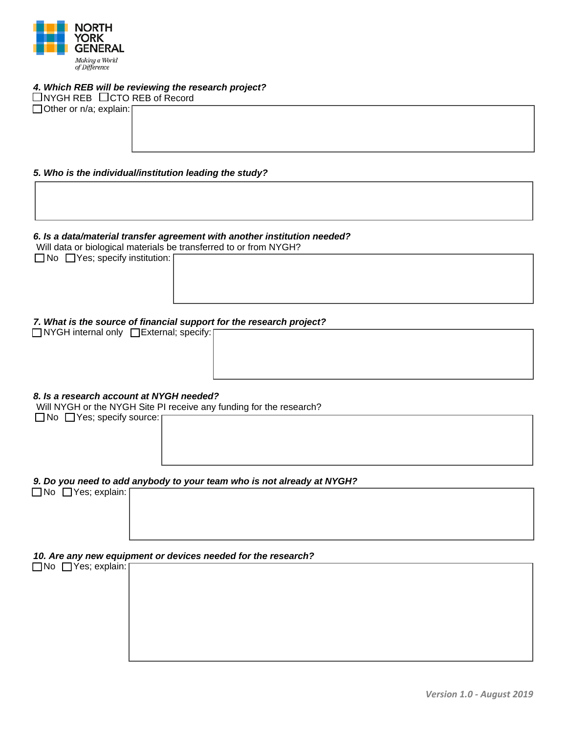North York General – Making a World of Difference

***4. Which REB will be reviewing the research project?***

☐ NYGH REB ☐ CTO REB of Record

☐ Other or n/a; explain:

***5. Who is the individual/institution leading the study?***

***6. Is a data/material transfer agreement with another institution needed?***

Will data or biological materials be transferred to or from NYGH?

☐ No ☐ Yes; specify institution:

***7. What is the source of financial support for the research project?***

☐ NYGH internal only ☐ External; specify:

***8. Is a research account at NYGH needed?***

Will NYGH or the NYGH Site PI receive any funding for the research?

☐ No ☐ Yes; specify source:

***9. Do you need to add anybody to your team who is not already at NYGH?***

☐ No ☐ Yes; explain:

***10. Are any new equipment or devices needed for the research?***

☐ No ☐ Yes; explain:

*Version 1.0 - August 2019*